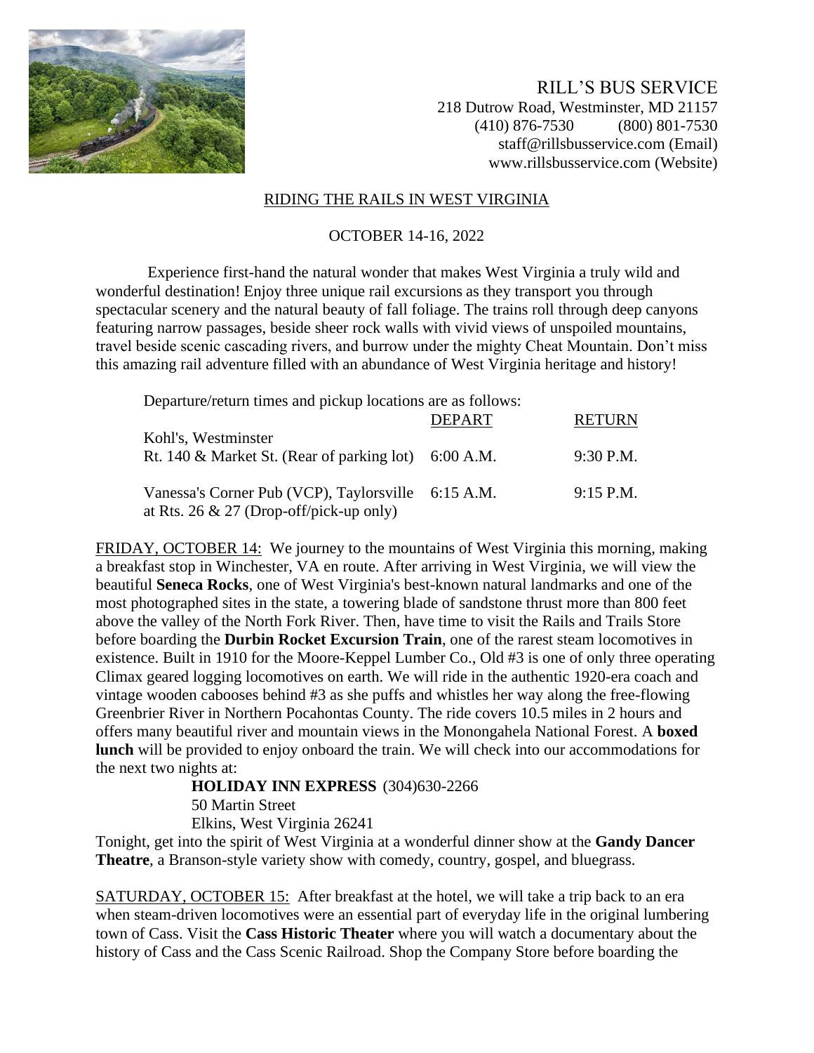RILL'S BUS SERVICE
218 Dutrow Road, Westminster, MD 21157
(410) 876-7530 (800) 801-7530
staff@rillsbusservice.com (Email)
www.rillsbusservice.com (Website)

## RIDING THE RAILS IN WEST VIRGINIA

OCTOBER 14-16, 2022

Experience first-hand the natural wonder that makes West Virginia a truly wild and wonderful destination! Enjoy three unique rail excursions as they transport you through spectacular scenery and the natural beauty of fall foliage. The trains roll through deep canyons featuring narrow passages, beside sheer rock walls with vivid views of unspoiled mountains, travel beside scenic cascading rivers, and burrow under the mighty Cheat Mountain. Don't miss this amazing rail adventure filled with an abundance of West Virginia heritage and history!

Departure/return times and pickup locations are as follows:

| | DEPART | RETURN |
|---|---|---|
| Kohl's, Westminster<br>Rt. 140 & Market St. (Rear of parking lot) | 6:00 A.M. | 9:30 P.M. |
| Vanessa's Corner Pub (VCP), Taylorsville<br>at Rts. 26 & 27 (Drop-off/pick-up only) | 6:15 A.M. | 9:15 P.M. |

FRIDAY, OCTOBER 14: We journey to the mountains of West Virginia this morning, making a breakfast stop in Winchester, VA en route. After arriving in West Virginia, we will view the beautiful **Seneca Rocks**, one of West Virginia's best-known natural landmarks and one of the most photographed sites in the state, a towering blade of sandstone thrust more than 800 feet above the valley of the North Fork River. Then, have time to visit the Rails and Trails Store before boarding the **Durbin Rocket Excursion Train**, one of the rarest steam locomotives in existence. Built in 1910 for the Moore-Keppel Lumber Co., Old #3 is one of only three operating Climax geared logging locomotives on earth. We will ride in the authentic 1920-era coach and vintage wooden cabooses behind #3 as she puffs and whistles her way along the free-flowing Greenbrier River in Northern Pocahontas County. The ride covers 10.5 miles in 2 hours and offers many beautiful river and mountain views in the Monongahela National Forest. A **boxed lunch** will be provided to enjoy onboard the train. We will check into our accommodations for the next two nights at:

**HOLIDAY INN EXPRESS** (304)630-2266
50 Martin Street
Elkins, West Virginia 26241

Tonight, get into the spirit of West Virginia at a wonderful dinner show at the **Gandy Dancer Theatre**, a Branson-style variety show with comedy, country, gospel, and bluegrass.

SATURDAY, OCTOBER 15: After breakfast at the hotel, we will take a trip back to an era when steam-driven locomotives were an essential part of everyday life in the original lumbering town of Cass. Visit the **Cass Historic Theater** where you will watch a documentary about the history of Cass and the Cass Scenic Railroad. Shop the Company Store before boarding the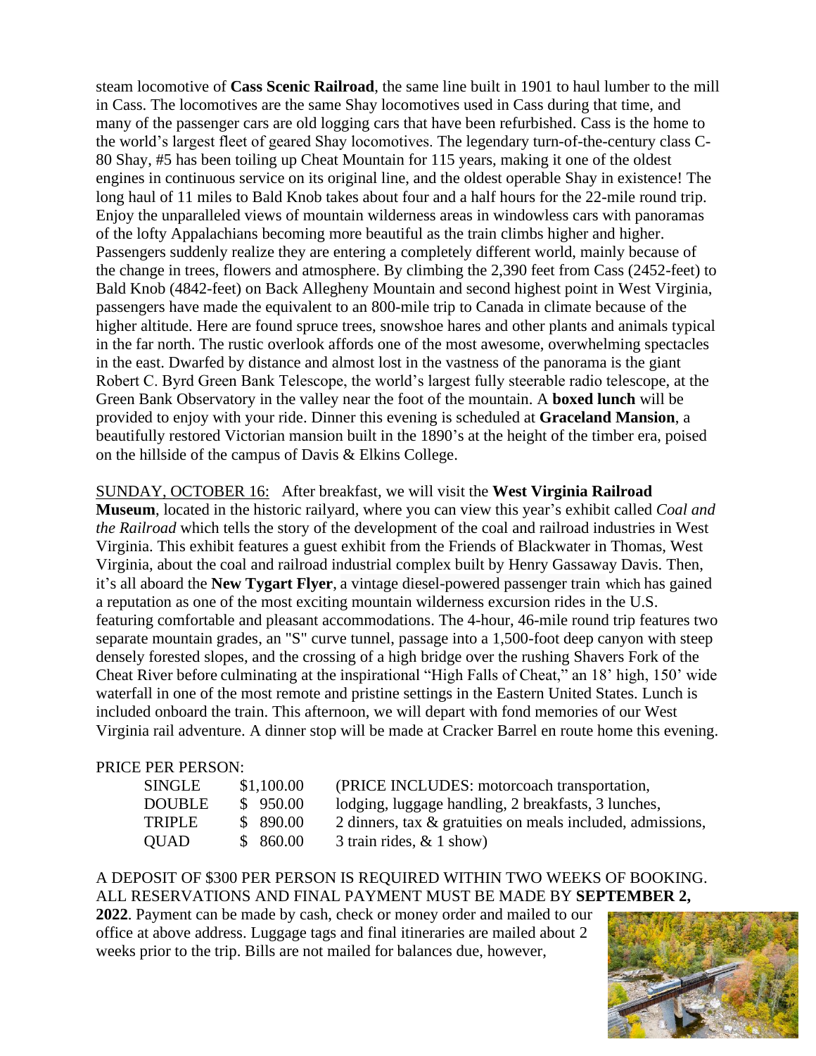steam locomotive of **Cass Scenic Railroad**, the same line built in 1901 to haul lumber to the mill in Cass. The locomotives are the same Shay locomotives used in Cass during that time, and many of the passenger cars are old logging cars that have been refurbished. Cass is the home to the world's largest fleet of geared Shay locomotives. The legendary turn-of-the-century class C-80 Shay, #5 has been toiling up Cheat Mountain for 115 years, making it one of the oldest engines in continuous service on its original line, and the oldest operable Shay in existence! The long haul of 11 miles to Bald Knob takes about four and a half hours for the 22-mile round trip. Enjoy the unparalleled views of mountain wilderness areas in windowless cars with panoramas of the lofty Appalachians becoming more beautiful as the train climbs higher and higher. Passengers suddenly realize they are entering a completely different world, mainly because of the change in trees, flowers and atmosphere. By climbing the 2,390 feet from Cass (2452-feet) to Bald Knob (4842-feet) on Back Allegheny Mountain and second highest point in West Virginia, passengers have made the equivalent to an 800-mile trip to Canada in climate because of the higher altitude. Here are found spruce trees, snowshoe hares and other plants and animals typical in the far north. The rustic overlook affords one of the most awesome, overwhelming spectacles in the east. Dwarfed by distance and almost lost in the vastness of the panorama is the giant Robert C. Byrd Green Bank Telescope, the world's largest fully steerable radio telescope, at the Green Bank Observatory in the valley near the foot of the mountain. A **boxed lunch** will be provided to enjoy with your ride. Dinner this evening is scheduled at **Graceland Mansion**, a beautifully restored Victorian mansion built in the 1890's at the height of the timber era, poised on the hillside of the campus of Davis & Elkins College.

SUNDAY, OCTOBER 16: After breakfast, we will visit the **West Virginia Railroad Museum**, located in the historic railyard, where you can view this year's exhibit called *Coal and the Railroad* which tells the story of the development of the coal and railroad industries in West Virginia. This exhibit features a guest exhibit from the Friends of Blackwater in Thomas, West Virginia, about the coal and railroad industrial complex built by Henry Gassaway Davis. Then, it's all aboard the **New Tygart Flyer**, a vintage diesel-powered passenger train which has gained a reputation as one of the most exciting mountain wilderness excursion rides in the U.S. featuring comfortable and pleasant accommodations. The 4-hour, 46-mile round trip features two separate mountain grades, an "S" curve tunnel, passage into a 1,500-foot deep canyon with steep densely forested slopes, and the crossing of a high bridge over the rushing Shavers Fork of the Cheat River before culminating at the inspirational "High Falls of Cheat," an 18' high, 150' wide waterfall in one of the most remote and pristine settings in the Eastern United States. Lunch is included onboard the train. This afternoon, we will depart with fond memories of our West Virginia rail adventure. A dinner stop will be made at Cracker Barrel en route home this evening.

PRICE PER PERSON:

| | | |
|---|---|---|
| SINGLE | $1,100.00 | (PRICE INCLUDES: motorcoach transportation, |
| DOUBLE | $ 950.00 | lodging, luggage handling, 2 breakfasts, 3 lunches, |
| TRIPLE | $ 890.00 | 2 dinners, tax & gratuities on meals included, admissions, |
| QUAD | $ 860.00 | 3 train rides, & 1 show) |

A DEPOSIT OF $300 PER PERSON IS REQUIRED WITHIN TWO WEEKS OF BOOKING. ALL RESERVATIONS AND FINAL PAYMENT MUST BE MADE BY **SEPTEMBER 2, 2022**. Payment can be made by cash, check or money order and mailed to our office at above address. Luggage tags and final itineraries are mailed about 2 weeks prior to the trip. Bills are not mailed for balances due, however,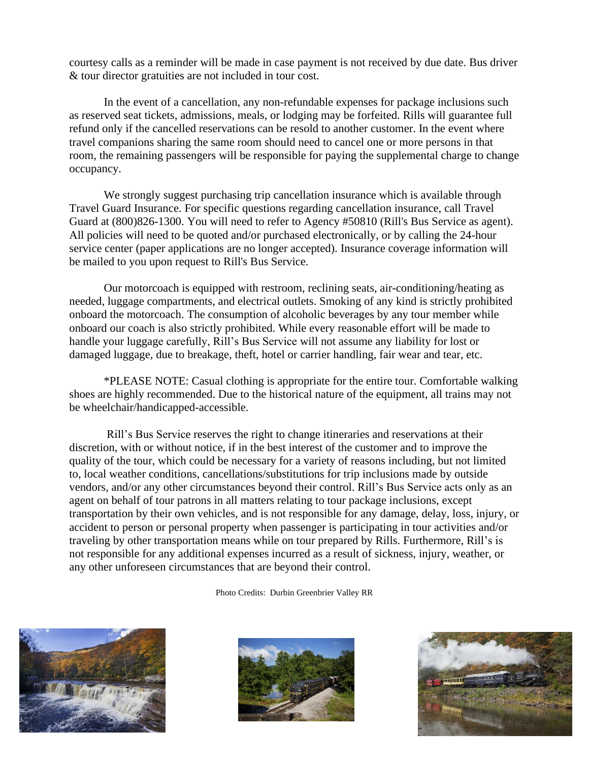courtesy calls as a reminder will be made in case payment is not received by due date. Bus driver & tour director gratuities are not included in tour cost.

In the event of a cancellation, any non-refundable expenses for package inclusions such as reserved seat tickets, admissions, meals, or lodging may be forfeited. Rills will guarantee full refund only if the cancelled reservations can be resold to another customer. In the event where travel companions sharing the same room should need to cancel one or more persons in that room, the remaining passengers will be responsible for paying the supplemental charge to change occupancy.

We strongly suggest purchasing trip cancellation insurance which is available through Travel Guard Insurance. For specific questions regarding cancellation insurance, call Travel Guard at (800)826-1300. You will need to refer to Agency #50810 (Rill's Bus Service as agent). All policies will need to be quoted and/or purchased electronically, or by calling the 24-hour service center (paper applications are no longer accepted). Insurance coverage information will be mailed to you upon request to Rill's Bus Service.

Our motorcoach is equipped with restroom, reclining seats, air-conditioning/heating as needed, luggage compartments, and electrical outlets. Smoking of any kind is strictly prohibited onboard the motorcoach. The consumption of alcoholic beverages by any tour member while onboard our coach is also strictly prohibited. While every reasonable effort will be made to handle your luggage carefully, Rill's Bus Service will not assume any liability for lost or damaged luggage, due to breakage, theft, hotel or carrier handling, fair wear and tear, etc.

*PLEASE NOTE: Casual clothing is appropriate for the entire tour. Comfortable walking shoes are highly recommended. Due to the historical nature of the equipment, all trains may not be wheelchair/handicapped-accessible.

Rill's Bus Service reserves the right to change itineraries and reservations at their discretion, with or without notice, if in the best interest of the customer and to improve the quality of the tour, which could be necessary for a variety of reasons including, but not limited to, local weather conditions, cancellations/substitutions for trip inclusions made by outside vendors, and/or any other circumstances beyond their control. Rill's Bus Service acts only as an agent on behalf of tour patrons in all matters relating to tour package inclusions, except transportation by their own vehicles, and is not responsible for any damage, delay, loss, injury, or accident to person or personal property when passenger is participating in tour activities and/or traveling by other transportation means while on tour prepared by Rills. Furthermore, Rill's is not responsible for any additional expenses incurred as a result of sickness, injury, weather, or any other unforeseen circumstances that are beyond their control.

Photo Credits: Durbin Greenbrier Valley RR